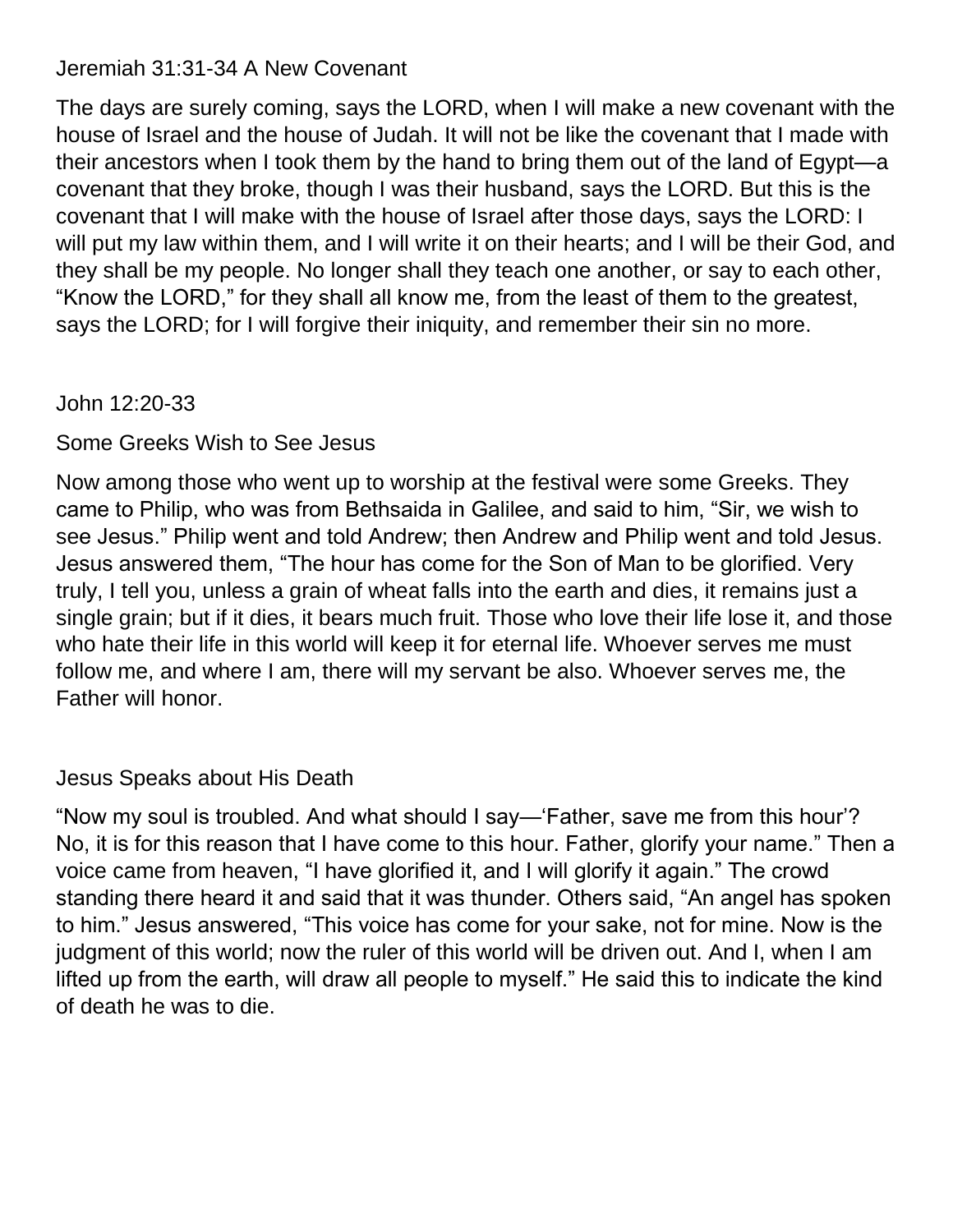## Jeremiah 31:31-34 A New Covenant

The days are surely coming, says the LORD, when I will make a new covenant with the house of Israel and the house of Judah. It will not be like the covenant that I made with their ancestors when I took them by the hand to bring them out of the land of Egypt—a covenant that they broke, though I was their husband, says the LORD. But this is the covenant that I will make with the house of Israel after those days, says the LORD: I will put my law within them, and I will write it on their hearts; and I will be their God, and they shall be my people. No longer shall they teach one another, or say to each other, "Know the LORD," for they shall all know me, from the least of them to the greatest, says the LORD; for I will forgive their iniquity, and remember their sin no more.

## John 12:20-33

### Some Greeks Wish to See Jesus

Now among those who went up to worship at the festival were some Greeks. They came to Philip, who was from Bethsaida in Galilee, and said to him, "Sir, we wish to see Jesus." Philip went and told Andrew; then Andrew and Philip went and told Jesus. Jesus answered them, "The hour has come for the Son of Man to be glorified. Very truly, I tell you, unless a grain of wheat falls into the earth and dies, it remains just a single grain; but if it dies, it bears much fruit. Those who love their life lose it, and those who hate their life in this world will keep it for eternal life. Whoever serves me must follow me, and where I am, there will my servant be also. Whoever serves me, the Father will honor.

### Jesus Speaks about His Death

"Now my soul is troubled. And what should I say—'Father, save me from this hour'? No, it is for this reason that I have come to this hour. Father, glorify your name." Then a voice came from heaven, "I have glorified it, and I will glorify it again." The crowd standing there heard it and said that it was thunder. Others said, "An angel has spoken to him." Jesus answered, "This voice has come for your sake, not for mine. Now is the judgment of this world; now the ruler of this world will be driven out. And I, when I am lifted up from the earth, will draw all people to myself." He said this to indicate the kind of death he was to die.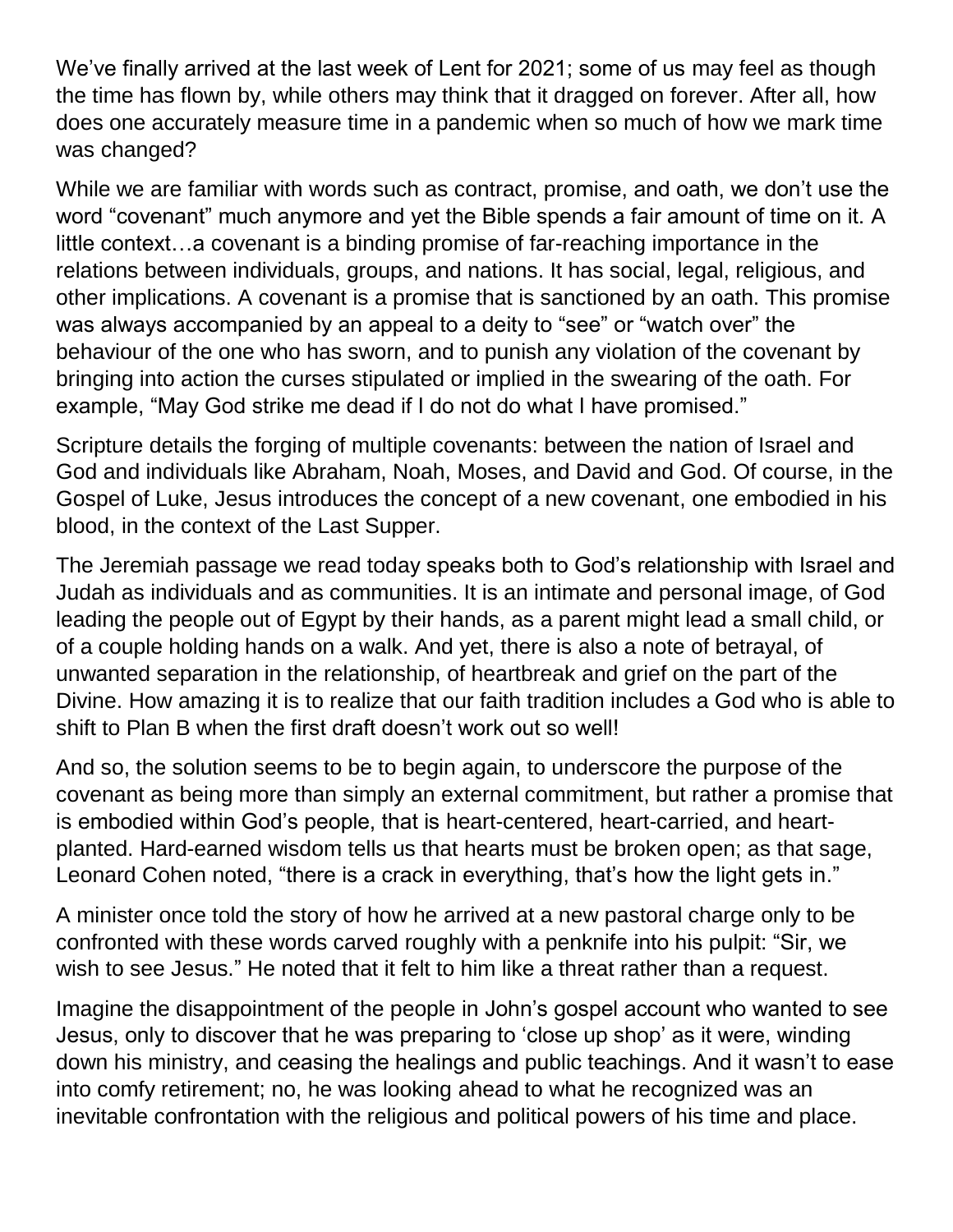We've finally arrived at the last week of Lent for 2021; some of us may feel as though the time has flown by, while others may think that it dragged on forever. After all, how does one accurately measure time in a pandemic when so much of how we mark time was changed?

While we are familiar with words such as contract, promise, and oath, we don't use the word "covenant" much anymore and yet the Bible spends a fair amount of time on it. A little context…a covenant is a binding promise of far-reaching importance in the relations between individuals, groups, and nations. It has social, legal, religious, and other implications. A covenant is a promise that is sanctioned by an oath. This promise was always accompanied by an appeal to a deity to "see" or "watch over" the behaviour of the one who has sworn, and to punish any violation of the covenant by bringing into action the curses stipulated or implied in the swearing of the oath. For example, "May God strike me dead if I do not do what I have promised."

Scripture details the forging of multiple covenants: between the nation of Israel and God and individuals like Abraham, Noah, Moses, and David and God. Of course, in the Gospel of Luke, Jesus introduces the concept of a new covenant, one embodied in his blood, in the context of the Last Supper.

The Jeremiah passage we read today speaks both to God's relationship with Israel and Judah as individuals and as communities. It is an intimate and personal image, of God leading the people out of Egypt by their hands, as a parent might lead a small child, or of a couple holding hands on a walk. And yet, there is also a note of betrayal, of unwanted separation in the relationship, of heartbreak and grief on the part of the Divine. How amazing it is to realize that our faith tradition includes a God who is able to shift to Plan B when the first draft doesn't work out so well!

And so, the solution seems to be to begin again, to underscore the purpose of the covenant as being more than simply an external commitment, but rather a promise that is embodied within God's people, that is heart-centered, heart-carried, and heart-planted. Hard-earned wisdom tells us that hearts must be broken open; as that sage, Leonard Cohen noted, "there is a crack in everything, that's how the light gets in."

A minister once told the story of how he arrived at a new pastoral charge only to be confronted with these words carved roughly with a penknife into his pulpit: "Sir, we wish to see Jesus." He noted that it felt to him like a threat rather than a request.

Imagine the disappointment of the people in John's gospel account who wanted to see Jesus, only to discover that he was preparing to 'close up shop' as it were, winding down his ministry, and ceasing the healings and public teachings. And it wasn't to ease into comfy retirement; no, he was looking ahead to what he recognized was an inevitable confrontation with the religious and political powers of his time and place.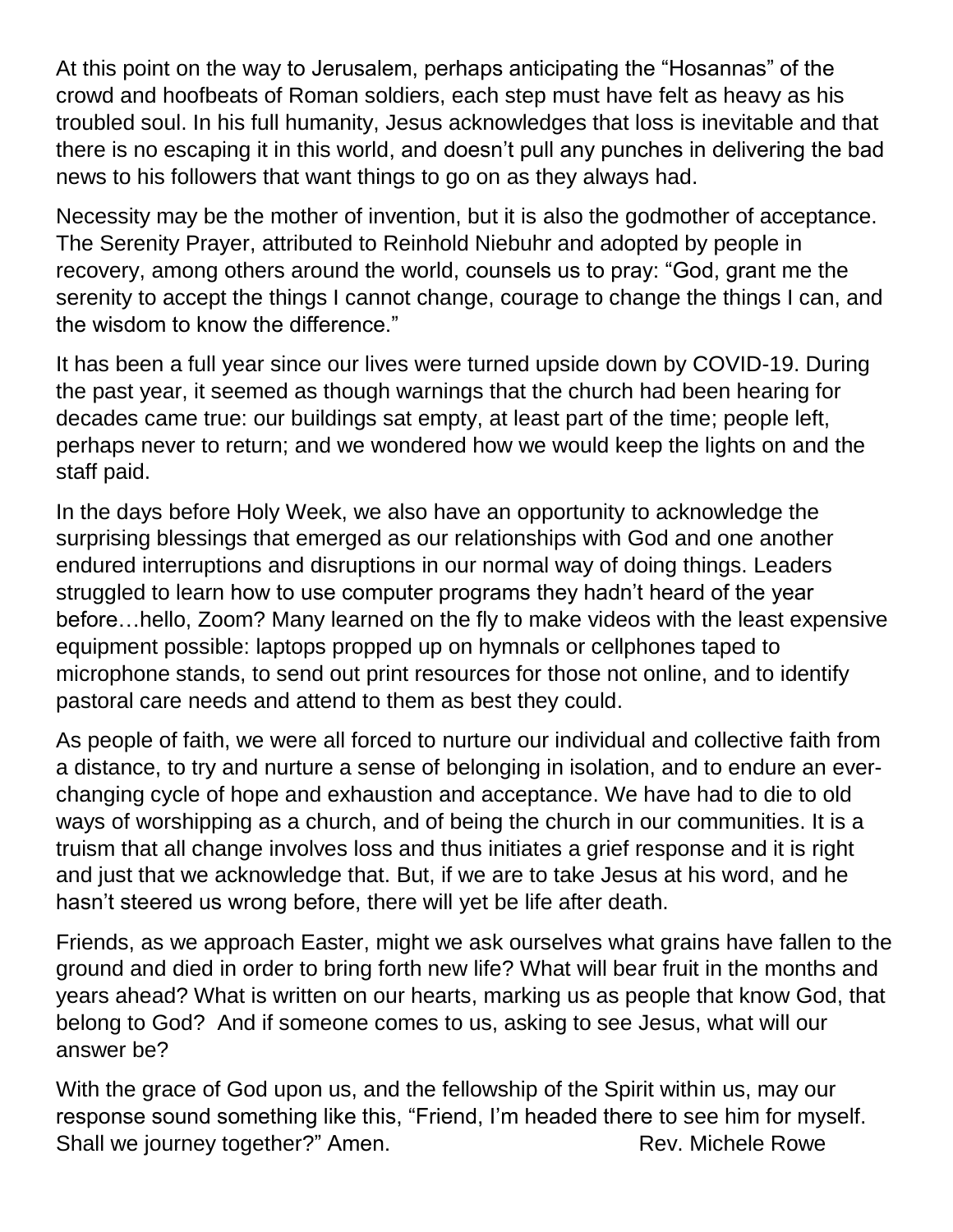At this point on the way to Jerusalem, perhaps anticipating the "Hosannas" of the crowd and hoofbeats of Roman soldiers, each step must have felt as heavy as his troubled soul. In his full humanity, Jesus acknowledges that loss is inevitable and that there is no escaping it in this world, and doesn't pull any punches in delivering the bad news to his followers that want things to go on as they always had.

Necessity may be the mother of invention, but it is also the godmother of acceptance. The Serenity Prayer, attributed to Reinhold Niebuhr and adopted by people in recovery, among others around the world, counsels us to pray: "God, grant me the serenity to accept the things I cannot change, courage to change the things I can, and the wisdom to know the difference."

It has been a full year since our lives were turned upside down by COVID-19. During the past year, it seemed as though warnings that the church had been hearing for decades came true: our buildings sat empty, at least part of the time; people left, perhaps never to return; and we wondered how we would keep the lights on and the staff paid.

In the days before Holy Week, we also have an opportunity to acknowledge the surprising blessings that emerged as our relationships with God and one another endured interruptions and disruptions in our normal way of doing things. Leaders struggled to learn how to use computer programs they hadn't heard of the year before…hello, Zoom? Many learned on the fly to make videos with the least expensive equipment possible: laptops propped up on hymnals or cellphones taped to microphone stands, to send out print resources for those not online, and to identify pastoral care needs and attend to them as best they could.

As people of faith, we were all forced to nurture our individual and collective faith from a distance, to try and nurture a sense of belonging in isolation, and to endure an ever-changing cycle of hope and exhaustion and acceptance. We have had to die to old ways of worshipping as a church, and of being the church in our communities. It is a truism that all change involves loss and thus initiates a grief response and it is right and just that we acknowledge that. But, if we are to take Jesus at his word, and he hasn't steered us wrong before, there will yet be life after death.

Friends, as we approach Easter, might we ask ourselves what grains have fallen to the ground and died in order to bring forth new life? What will bear fruit in the months and years ahead? What is written on our hearts, marking us as people that know God, that belong to God? And if someone comes to us, asking to see Jesus, what will our answer be?

With the grace of God upon us, and the fellowship of the Spirit within us, may our response sound something like this, "Friend, I'm headed there to see him for myself. Shall we journey together?" Amen.

Rev. Michele Rowe